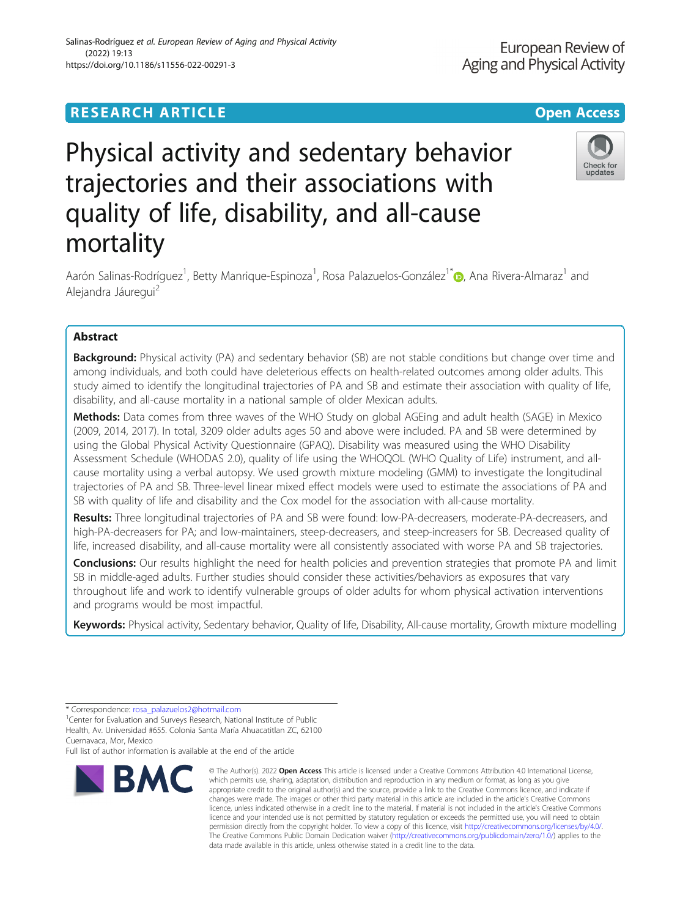RESEARCH ARTICLE

Open Access

# Physical activity and sedentary behavior trajectories and their associations with quality of life, disability, and all-cause mortality

Aarón Salinas-Rodríguez[1], Betty Manrique-Espinoza[1], Rosa Palazuelos-González[1*], Ana Rivera-Almaraz[1] and Alejandra Jáuregui[2]

## Abstract

**Background:** Physical activity (PA) and sedentary behavior (SB) are not stable conditions but change over time and among individuals, and both could have deleterious effects on health-related outcomes among older adults. This study aimed to identify the longitudinal trajectories of PA and SB and estimate their association with quality of life, disability, and all-cause mortality in a national sample of older Mexican adults.

**Methods:** Data comes from three waves of the WHO Study on global AGEing and adult health (SAGE) in Mexico (2009, 2014, 2017). In total, 3209 older adults ages 50 and above were included. PA and SB were determined by using the Global Physical Activity Questionnaire (GPAQ). Disability was measured using the WHO Disability Assessment Schedule (WHODAS 2.0), quality of life using the WHOQOL (WHO Quality of Life) instrument, and all-cause mortality using a verbal autopsy. We used growth mixture modeling (GMM) to investigate the longitudinal trajectories of PA and SB. Three-level linear mixed effect models were used to estimate the associations of PA and SB with quality of life and disability and the Cox model for the association with all-cause mortality.

**Results:** Three longitudinal trajectories of PA and SB were found: low-PA-decreasers, moderate-PA-decreasers, and high-PA-decreasers for PA; and low-maintainers, steep-decreasers, and steep-increasers for SB. Decreased quality of life, increased disability, and all-cause mortality were all consistently associated with worse PA and SB trajectories.

**Conclusions:** Our results highlight the need for health policies and prevention strategies that promote PA and limit SB in middle-aged adults. Further studies should consider these activities/behaviors as exposures that vary throughout life and work to identify vulnerable groups of older adults for whom physical activation interventions and programs would be most impactful.

**Keywords:** Physical activity, Sedentary behavior, Quality of life, Disability, All-cause mortality, Growth mixture modelling

---

* Correspondence: rosa_palazuelos2@hotmail.com
[1]Center for Evaluation and Surveys Research, National Institute of Public Health, Av. Universidad #655. Colonia Santa María Ahuacatitlan ZC, 62100 Cuernavaca, Mor, Mexico
Full list of author information is available at the end of the article

© The Author(s). 2022 **Open Access** This article is licensed under a Creative Commons Attribution 4.0 International License, which permits use, sharing, adaptation, distribution and reproduction in any medium or format, as long as you give appropriate credit to the original author(s) and the source, provide a link to the Creative Commons licence, and indicate if changes were made. The images or other third party material in this article are included in the article's Creative Commons licence, unless indicated otherwise in a credit line to the material. If material is not included in the article's Creative Commons licence and your intended use is not permitted by statutory regulation or exceeds the permitted use, you will need to obtain permission directly from the copyright holder. To view a copy of this licence, visit http://creativecommons.org/licenses/by/4.0/. The Creative Commons Public Domain Dedication waiver (http://creativecommons.org/publicdomain/zero/1.0/) applies to the data made available in this article, unless otherwise stated in a credit line to the data.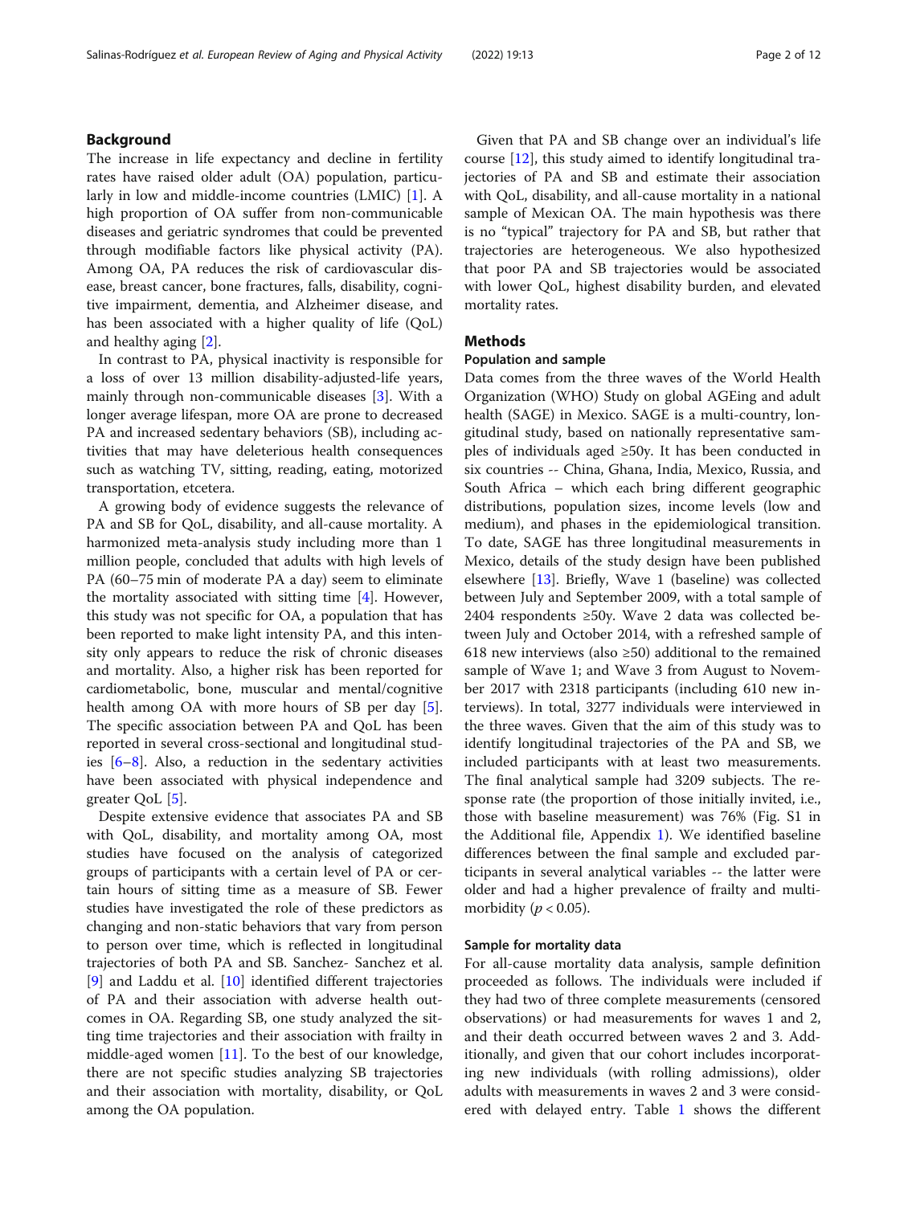## Background

The increase in life expectancy and decline in fertility rates have raised older adult (OA) population, particularly in low and middle-income countries (LMIC) [1]. A high proportion of OA suffer from non-communicable diseases and geriatric syndromes that could be prevented through modifiable factors like physical activity (PA). Among OA, PA reduces the risk of cardiovascular disease, breast cancer, bone fractures, falls, disability, cognitive impairment, dementia, and Alzheimer disease, and has been associated with a higher quality of life (QoL) and healthy aging [2].

In contrast to PA, physical inactivity is responsible for a loss of over 13 million disability-adjusted-life years, mainly through non-communicable diseases [3]. With a longer average lifespan, more OA are prone to decreased PA and increased sedentary behaviors (SB), including activities that may have deleterious health consequences such as watching TV, sitting, reading, eating, motorized transportation, etcetera.

A growing body of evidence suggests the relevance of PA and SB for QoL, disability, and all-cause mortality. A harmonized meta-analysis study including more than 1 million people, concluded that adults with high levels of PA (60–75 min of moderate PA a day) seem to eliminate the mortality associated with sitting time [4]. However, this study was not specific for OA, a population that has been reported to make light intensity PA, and this intensity only appears to reduce the risk of chronic diseases and mortality. Also, a higher risk has been reported for cardiometabolic, bone, muscular and mental/cognitive health among OA with more hours of SB per day [5]. The specific association between PA and QoL has been reported in several cross-sectional and longitudinal studies [6–8]. Also, a reduction in the sedentary activities have been associated with physical independence and greater QoL [5].

Despite extensive evidence that associates PA and SB with QoL, disability, and mortality among OA, most studies have focused on the analysis of categorized groups of participants with a certain level of PA or certain hours of sitting time as a measure of SB. Fewer studies have investigated the role of these predictors as changing and non-static behaviors that vary from person to person over time, which is reflected in longitudinal trajectories of both PA and SB. Sanchez- Sanchez et al. [9] and Laddu et al. [10] identified different trajectories of PA and their association with adverse health outcomes in OA. Regarding SB, one study analyzed the sitting time trajectories and their association with frailty in middle-aged women [11]. To the best of our knowledge, there are not specific studies analyzing SB trajectories and their association with mortality, disability, or QoL among the OA population.

Given that PA and SB change over an individual's life course [12], this study aimed to identify longitudinal trajectories of PA and SB and estimate their association with QoL, disability, and all-cause mortality in a national sample of Mexican OA. The main hypothesis was there is no "typical" trajectory for PA and SB, but rather that trajectories are heterogeneous. We also hypothesized that poor PA and SB trajectories would be associated with lower QoL, highest disability burden, and elevated mortality rates.

## Methods

### Population and sample

Data comes from the three waves of the World Health Organization (WHO) Study on global AGEing and adult health (SAGE) in Mexico. SAGE is a multi-country, longitudinal study, based on nationally representative samples of individuals aged ≥50y. It has been conducted in six countries -- China, Ghana, India, Mexico, Russia, and South Africa – which each bring different geographic distributions, population sizes, income levels (low and medium), and phases in the epidemiological transition. To date, SAGE has three longitudinal measurements in Mexico, details of the study design have been published elsewhere [13]. Briefly, Wave 1 (baseline) was collected between July and September 2009, with a total sample of 2404 respondents ≥50y. Wave 2 data was collected between July and October 2014, with a refreshed sample of 618 new interviews (also ≥50) additional to the remained sample of Wave 1; and Wave 3 from August to November 2017 with 2318 participants (including 610 new interviews). In total, 3277 individuals were interviewed in the three waves. Given that the aim of this study was to identify longitudinal trajectories of the PA and SB, we included participants with at least two measurements. The final analytical sample had 3209 subjects. The response rate (the proportion of those initially invited, i.e., those with baseline measurement) was 76% (Fig. S1 in the Additional file, Appendix 1). We identified baseline differences between the final sample and excluded participants in several analytical variables -- the latter were older and had a higher prevalence of frailty and multimorbidity ($p < 0.05$).

### Sample for mortality data

For all-cause mortality data analysis, sample definition proceeded as follows. The individuals were included if they had two of three complete measurements (censored observations) or had measurements for waves 1 and 2, and their death occurred between waves 2 and 3. Additionally, and given that our cohort includes incorporating new individuals (with rolling admissions), older adults with measurements in waves 2 and 3 were considered with delayed entry. Table 1 shows the different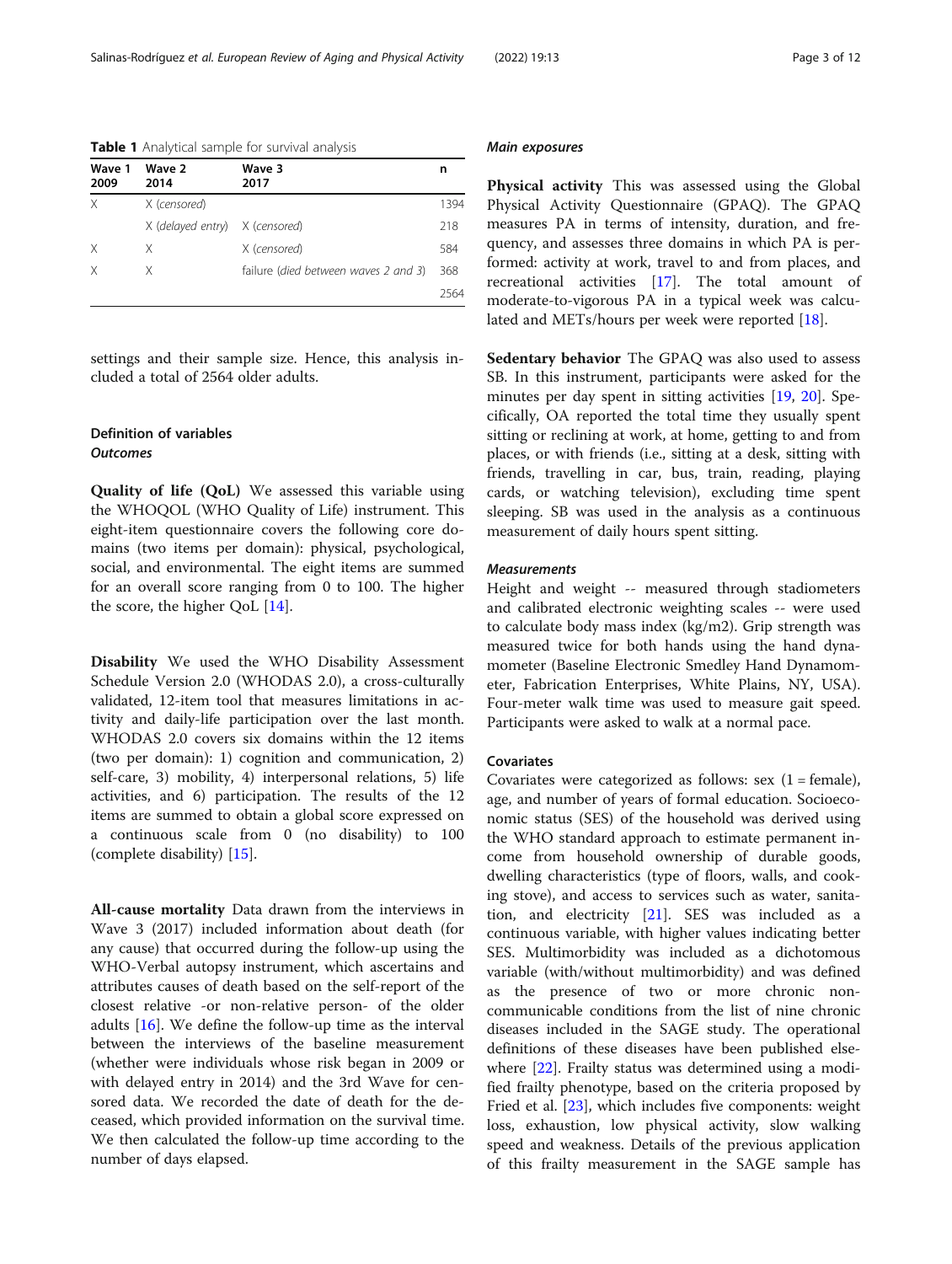**Table 1** Analytical sample for survival analysis

| Wave 1 2009 | Wave 2 2014 | Wave 3 2017 | n |
|---|---|---|---|
| X | X (*censored*) | | 1394 |
| | X (*delayed entry*) | X (*censored*) | 218 |
| X | X | X (*censored*) | 584 |
| X | X | failure (*died between waves 2 and 3*) | 368 |
| | | | 2564 |

settings and their sample size. Hence, this analysis included a total of 2564 older adults.

## Definition of variables

### *Outcomes*

**Quality of life (QoL)** We assessed this variable using the WHOQOL (WHO Quality of Life) instrument. This eight-item questionnaire covers the following core domains (two items per domain): physical, psychological, social, and environmental. The eight items are summed for an overall score ranging from 0 to 100. The higher the score, the higher QoL [14].

**Disability** We used the WHO Disability Assessment Schedule Version 2.0 (WHODAS 2.0), a cross-culturally validated, 12-item tool that measures limitations in activity and daily-life participation over the last month. WHODAS 2.0 covers six domains within the 12 items (two per domain): 1) cognition and communication, 2) self-care, 3) mobility, 4) interpersonal relations, 5) life activities, and 6) participation. The results of the 12 items are summed to obtain a global score expressed on a continuous scale from 0 (no disability) to 100 (complete disability) [15].

**All-cause mortality** Data drawn from the interviews in Wave 3 (2017) included information about death (for any cause) that occurred during the follow-up using the WHO-Verbal autopsy instrument, which ascertains and attributes causes of death based on the self-report of the closest relative -or non-relative person- of the older adults [16]. We define the follow-up time as the interval between the interviews of the baseline measurement (whether were individuals whose risk began in 2009 or with delayed entry in 2014) and the 3rd Wave for censored data. We recorded the date of death for the deceased, which provided information on the survival time. We then calculated the follow-up time according to the number of days elapsed.

### *Main exposures*

**Physical activity** This was assessed using the Global Physical Activity Questionnaire (GPAQ). The GPAQ measures PA in terms of intensity, duration, and frequency, and assesses three domains in which PA is performed: activity at work, travel to and from places, and recreational activities [17]. The total amount of moderate-to-vigorous PA in a typical week was calculated and METs/hours per week were reported [18].

**Sedentary behavior** The GPAQ was also used to assess SB. In this instrument, participants were asked for the minutes per day spent in sitting activities [19, 20]. Specifically, OA reported the total time they usually spent sitting or reclining at work, at home, getting to and from places, or with friends (i.e., sitting at a desk, sitting with friends, travelling in car, bus, train, reading, playing cards, or watching television), excluding time spent sleeping. SB was used in the analysis as a continuous measurement of daily hours spent sitting.

### *Measurements*

Height and weight -- measured through stadiometers and calibrated electronic weighting scales -- were used to calculate body mass index (kg/m2). Grip strength was measured twice for both hands using the hand dynamometer (Baseline Electronic Smedley Hand Dynamometer, Fabrication Enterprises, White Plains, NY, USA). Four-meter walk time was used to measure gait speed. Participants were asked to walk at a normal pace.

## Covariates

Covariates were categorized as follows: sex (1 = female), age, and number of years of formal education. Socioeconomic status (SES) of the household was derived using the WHO standard approach to estimate permanent income from household ownership of durable goods, dwelling characteristics (type of floors, walls, and cooking stove), and access to services such as water, sanitation, and electricity [21]. SES was included as a continuous variable, with higher values indicating better SES. Multimorbidity was included as a dichotomous variable (with/without multimorbidity) and was defined as the presence of two or more chronic non-communicable conditions from the list of nine chronic diseases included in the SAGE study. The operational definitions of these diseases have been published elsewhere [22]. Frailty status was determined using a modified frailty phenotype, based on the criteria proposed by Fried et al. [23], which includes five components: weight loss, exhaustion, low physical activity, slow walking speed and weakness. Details of the previous application of this frailty measurement in the SAGE sample has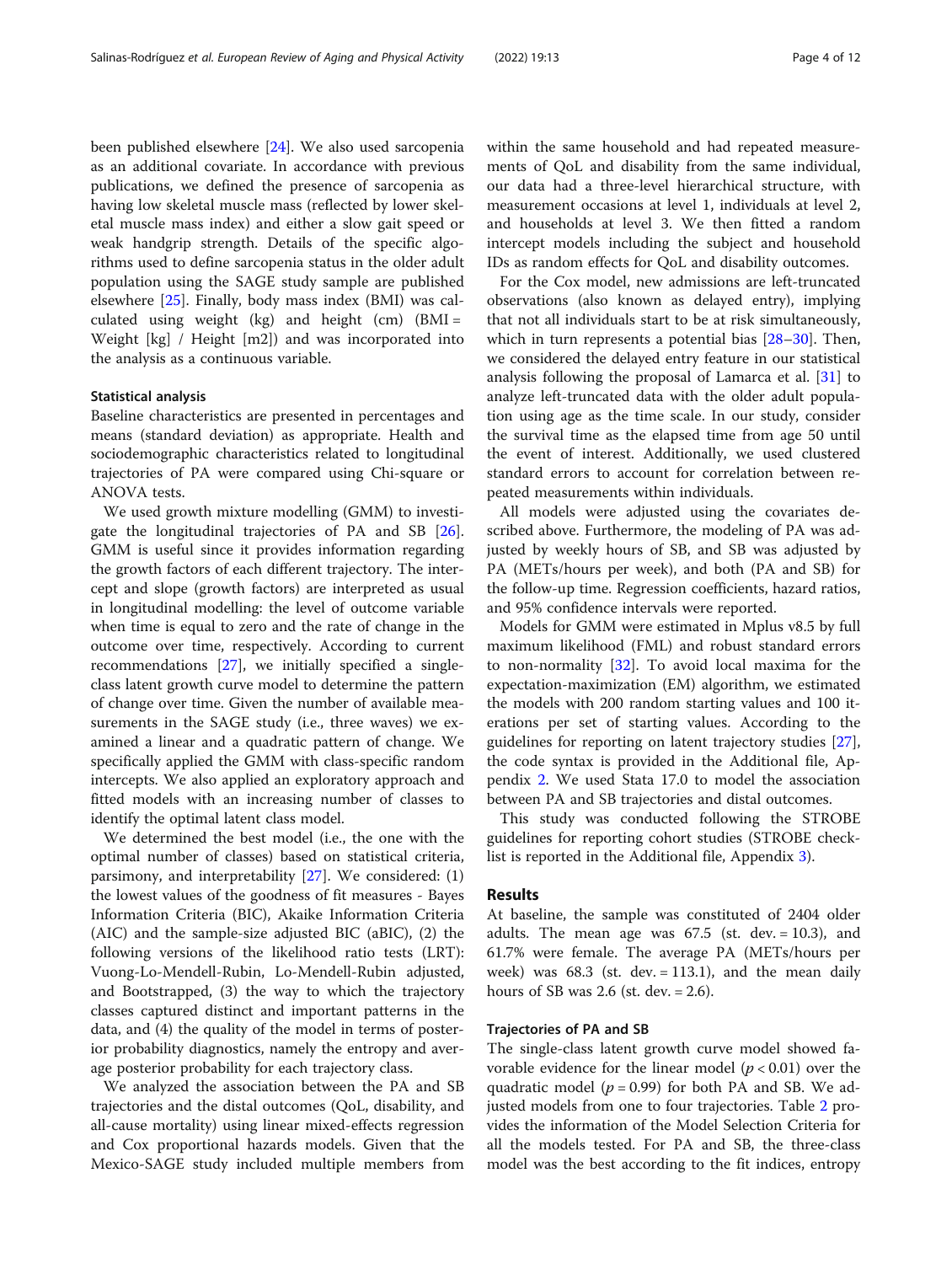been published elsewhere [24]. We also used sarcopenia as an additional covariate. In accordance with previous publications, we defined the presence of sarcopenia as having low skeletal muscle mass (reflected by lower skeletal muscle mass index) and either a slow gait speed or weak handgrip strength. Details of the specific algorithms used to define sarcopenia status in the older adult population using the SAGE study sample are published elsewhere [25]. Finally, body mass index (BMI) was calculated using weight (kg) and height (cm) (BMI = Weight [kg] / Height [m2]) and was incorporated into the analysis as a continuous variable.

### Statistical analysis

Baseline characteristics are presented in percentages and means (standard deviation) as appropriate. Health and sociodemographic characteristics related to longitudinal trajectories of PA were compared using Chi-square or ANOVA tests.

We used growth mixture modelling (GMM) to investigate the longitudinal trajectories of PA and SB [26]. GMM is useful since it provides information regarding the growth factors of each different trajectory. The intercept and slope (growth factors) are interpreted as usual in longitudinal modelling: the level of outcome variable when time is equal to zero and the rate of change in the outcome over time, respectively. According to current recommendations [27], we initially specified a single-class latent growth curve model to determine the pattern of change over time. Given the number of available measurements in the SAGE study (i.e., three waves) we examined a linear and a quadratic pattern of change. We specifically applied the GMM with class-specific random intercepts. We also applied an exploratory approach and fitted models with an increasing number of classes to identify the optimal latent class model.

We determined the best model (i.e., the one with the optimal number of classes) based on statistical criteria, parsimony, and interpretability [27]. We considered: (1) the lowest values of the goodness of fit measures - Bayes Information Criteria (BIC), Akaike Information Criteria (AIC) and the sample-size adjusted BIC (aBIC), (2) the following versions of the likelihood ratio tests (LRT): Vuong-Lo-Mendell-Rubin, Lo-Mendell-Rubin adjusted, and Bootstrapped, (3) the way to which the trajectory classes captured distinct and important patterns in the data, and (4) the quality of the model in terms of posterior probability diagnostics, namely the entropy and average posterior probability for each trajectory class.

We analyzed the association between the PA and SB trajectories and the distal outcomes (QoL, disability, and all-cause mortality) using linear mixed-effects regression and Cox proportional hazards models. Given that the Mexico-SAGE study included multiple members from within the same household and had repeated measurements of QoL and disability from the same individual, our data had a three-level hierarchical structure, with measurement occasions at level 1, individuals at level 2, and households at level 3. We then fitted a random intercept models including the subject and household IDs as random effects for QoL and disability outcomes.

For the Cox model, new admissions are left-truncated observations (also known as delayed entry), implying that not all individuals start to be at risk simultaneously, which in turn represents a potential bias [28–30]. Then, we considered the delayed entry feature in our statistical analysis following the proposal of Lamarca et al. [31] to analyze left-truncated data with the older adult population using age as the time scale. In our study, consider the survival time as the elapsed time from age 50 until the event of interest. Additionally, we used clustered standard errors to account for correlation between repeated measurements within individuals.

All models were adjusted using the covariates described above. Furthermore, the modeling of PA was adjusted by weekly hours of SB, and SB was adjusted by PA (METs/hours per week), and both (PA and SB) for the follow-up time. Regression coefficients, hazard ratios, and 95% confidence intervals were reported.

Models for GMM were estimated in Mplus v8.5 by full maximum likelihood (FML) and robust standard errors to non-normality [32]. To avoid local maxima for the expectation-maximization (EM) algorithm, we estimated the models with 200 random starting values and 100 iterations per set of starting values. According to the guidelines for reporting on latent trajectory studies [27], the code syntax is provided in the Additional file, Appendix 2. We used Stata 17.0 to model the association between PA and SB trajectories and distal outcomes.

This study was conducted following the STROBE guidelines for reporting cohort studies (STROBE checklist is reported in the Additional file, Appendix 3).

## Results

At baseline, the sample was constituted of 2404 older adults. The mean age was 67.5 (st. dev. = 10.3), and 61.7% were female. The average PA (METs/hours per week) was 68.3 (st. dev. = 113.1), and the mean daily hours of SB was 2.6 (st. dev. = 2.6).

### Trajectories of PA and SB

The single-class latent growth curve model showed favorable evidence for the linear model ($p < 0.01$) over the quadratic model ($p = 0.99$) for both PA and SB. We adjusted models from one to four trajectories. Table 2 provides the information of the Model Selection Criteria for all the models tested. For PA and SB, the three-class model was the best according to the fit indices, entropy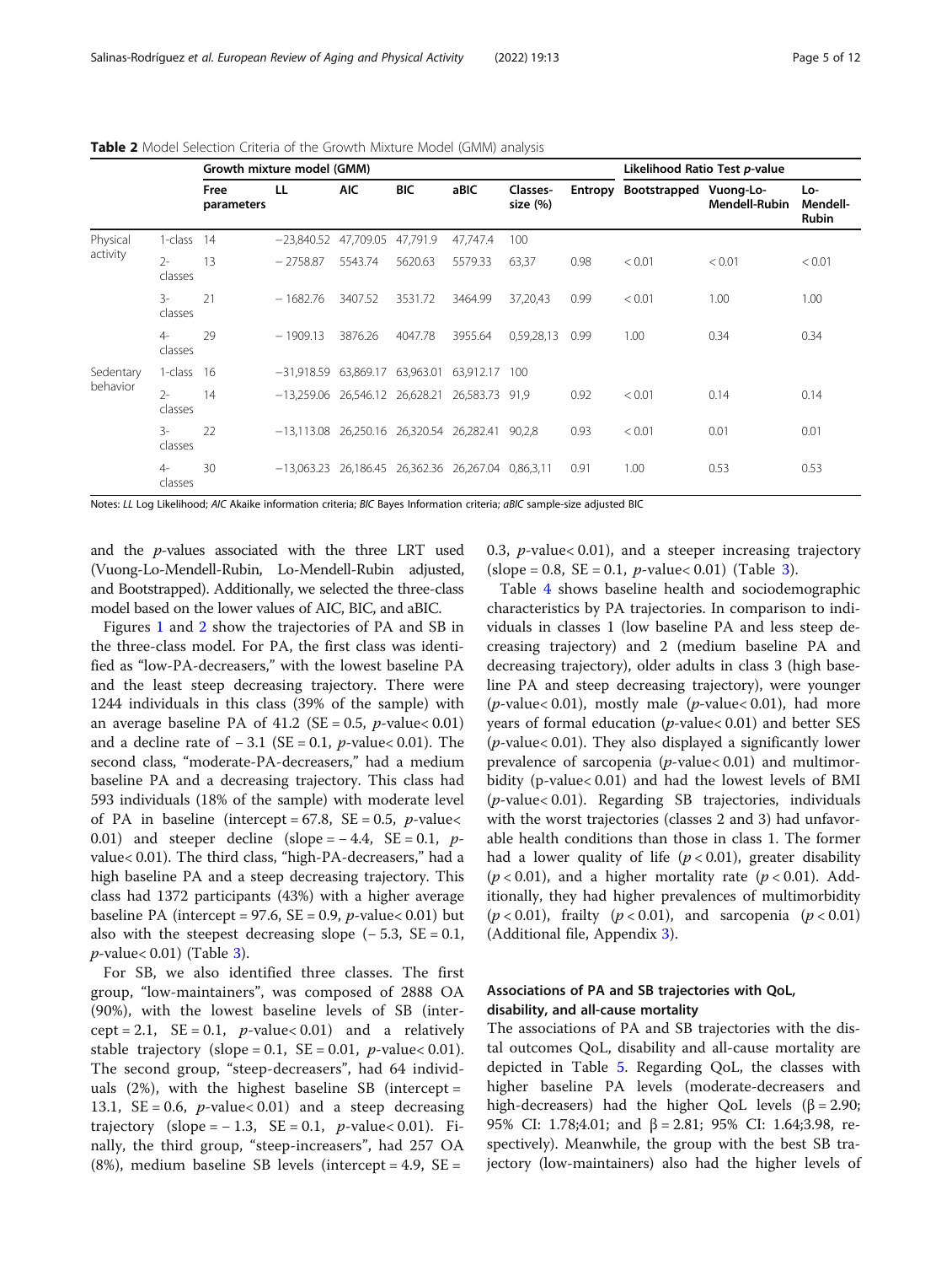**Table 2** Model Selection Criteria of the Growth Mixture Model (GMM) analysis

| | | Growth mixture model (GMM) | | | | | | | Likelihood Ratio Test *p*-value | | |
|---|---|---|---|---|---|---|---|---|---|---|---|
| | | Free parameters | LL | AIC | BIC | aBIC | Classes-size (%) | Entropy | Bootstrapped | Vuong-Lo-Mendell-Rubin | Lo-Mendell-Rubin |
| Physical activity | 1-class | 14 | −23,840.52 | 47,709.05 | 47,791.9 | 47,747.4 | 100 | | | | |
| | 2-classes | 13 | − 2758.87 | 5543.74 | 5620.63 | 5579.33 | 63,37 | 0.98 | < 0.01 | < 0.01 | < 0.01 |
| | 3-classes | 21 | − 1682.76 | 3407.52 | 3531.72 | 3464.99 | 37,20,43 | 0.99 | < 0.01 | 1.00 | 1.00 |
| | 4-classes | 29 | − 1909.13 | 3876.26 | 4047.78 | 3955.64 | 0,59,28,13 | 0.99 | 1.00 | 0.34 | 0.34 |
| Sedentary behavior | 1-class | 16 | −31,918.59 | 63,869.17 | 63,963.01 | 63,912.17 | 100 | | | | |
| | 2-classes | 14 | −13,259.06 | 26,546.12 | 26,628.21 | 26,583.73 | 91,9 | 0.92 | < 0.01 | 0.14 | 0.14 |
| | 3-classes | 22 | −13,113.08 | 26,250.16 | 26,320.54 | 26,282.41 | 90,2,8 | 0.93 | < 0.01 | 0.01 | 0.01 |
| | 4-classes | 30 | −13,063.23 | 26,186.45 | 26,362.36 | 26,267.04 | 0,86,3,11 | 0.91 | 1.00 | 0.53 | 0.53 |

Notes: *LL* Log Likelihood; *AIC* Akaike information criteria; *BIC* Bayes Information criteria; *aBIC* sample-size adjusted BIC

and the *p*-values associated with the three LRT used (Vuong-Lo-Mendell-Rubin, Lo-Mendell-Rubin adjusted, and Bootstrapped). Additionally, we selected the three-class model based on the lower values of AIC, BIC, and aBIC.

Figures 1 and 2 show the trajectories of PA and SB in the three-class model. For PA, the first class was identified as "low-PA-decreasers," with the lowest baseline PA and the least steep decreasing trajectory. There were 1244 individuals in this class (39% of the sample) with an average baseline PA of 41.2 (SE = 0.5, *p*-value< 0.01) and a decline rate of − 3.1 (SE = 0.1, *p*-value< 0.01). The second class, "moderate-PA-decreasers," had a medium baseline PA and a decreasing trajectory. This class had 593 individuals (18% of the sample) with moderate level of PA in baseline (intercept = 67.8, SE = 0.5, *p*-value< 0.01) and steeper decline (slope = − 4.4, SE = 0.1, *p*-value< 0.01). The third class, "high-PA-decreasers," had a high baseline PA and a steep decreasing trajectory. This class had 1372 participants (43%) with a higher average baseline PA (intercept = 97.6, SE = 0.9, *p*-value< 0.01) but also with the steepest decreasing slope (− 5.3, SE = 0.1, *p*-value< 0.01) (Table 3).

For SB, we also identified three classes. The first group, "low-maintainers", was composed of 2888 OA (90%), with the lowest baseline levels of SB (intercept = 2.1, SE = 0.1, *p*-value< 0.01) and a relatively stable trajectory (slope = 0.1, SE = 0.01, *p*-value< 0.01). The second group, "steep-decreasers", had 64 individuals (2%), with the highest baseline SB (intercept = 13.1, SE = 0.6, *p*-value< 0.01) and a steep decreasing trajectory (slope = − 1.3, SE = 0.1, *p*-value< 0.01). Finally, the third group, "steep-increasers", had 257 OA (8%), medium baseline SB levels (intercept = 4.9, SE = 0.3, *p*-value< 0.01), and a steeper increasing trajectory (slope = 0.8, SE = 0.1, *p*-value< 0.01) (Table 3).

Table 4 shows baseline health and sociodemographic characteristics by PA trajectories. In comparison to individuals in classes 1 (low baseline PA and less steep decreasing trajectory) and 2 (medium baseline PA and decreasing trajectory), older adults in class 3 (high baseline PA and steep decreasing trajectory), were younger (*p*-value< 0.01), mostly male (*p*-value< 0.01), had more years of formal education (*p*-value< 0.01) and better SES (*p*-value< 0.01). They also displayed a significantly lower prevalence of sarcopenia (*p*-value< 0.01) and multimorbidity (p-value< 0.01) and had the lowest levels of BMI (*p*-value< 0.01). Regarding SB trajectories, individuals with the worst trajectories (classes 2 and 3) had unfavorable health conditions than those in class 1. The former had a lower quality of life ($p < 0.01$), greater disability ($p < 0.01$), and a higher mortality rate ($p < 0.01$). Additionally, they had higher prevalences of multimorbidity ($p < 0.01$), frailty ($p < 0.01$), and sarcopenia ($p < 0.01$) (Additional file, Appendix 3).

## Associations of PA and SB trajectories with QoL, disability, and all-cause mortality

The associations of PA and SB trajectories with the distal outcomes QoL, disability and all-cause mortality are depicted in Table 5. Regarding QoL, the classes with higher baseline PA levels (moderate-decreasers and high-decreasers) had the higher QoL levels (β = 2.90; 95% CI: 1.78;4.01; and β = 2.81; 95% CI: 1.64;3.98, respectively). Meanwhile, the group with the best SB trajectory (low-maintainers) also had the higher levels of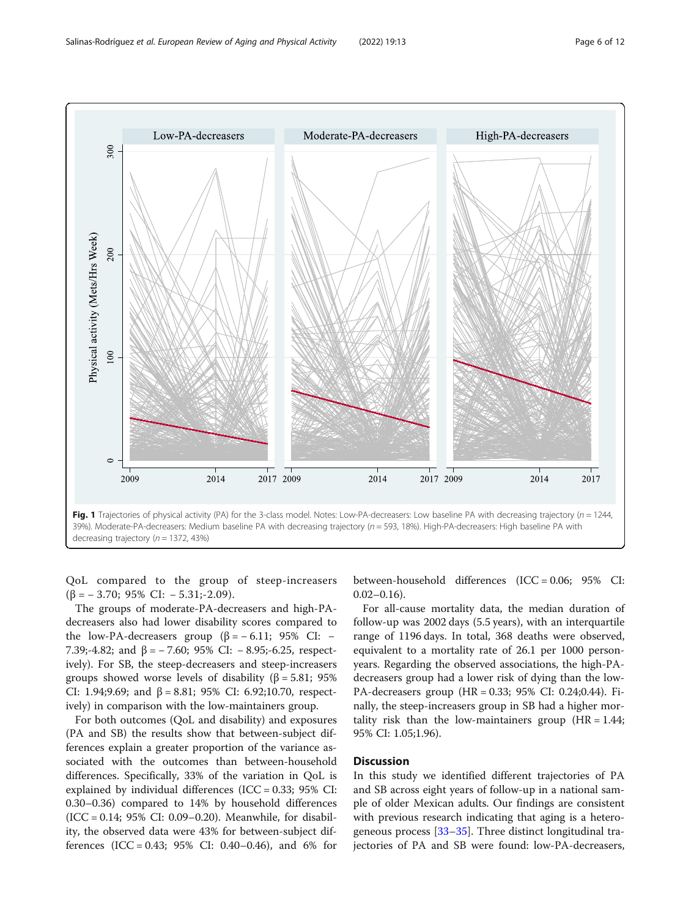**Fig. 1** Trajectories of physical activity (PA) for the 3-class model. Notes: Low-PA-decreasers: Low baseline PA with decreasing trajectory ($n = 1244$, 39%). Moderate-PA-decreasers: Medium baseline PA with decreasing trajectory ($n = 593$, 18%). High-PA-decreasers: High baseline PA with decreasing trajectory ($n = 1372$, 43%)

QoL compared to the group of steep-increasers ($\beta = -3.70$; 95% CI: $-5.31$;-2.09).

The groups of moderate-PA-decreasers and high-PA-decreasers also had lower disability scores compared to the low-PA-decreasers group ($\beta = -6.11$; 95% CI: $-7.39$;-4.82; and $\beta = -7.60$; 95% CI: $-8.95$;-6.25, respectively). For SB, the steep-decreasers and steep-increasers groups showed worse levels of disability ($\beta = 5.81$; 95% CI: 1.94;9.69; and $\beta = 8.81$; 95% CI: 6.92;10.70, respectively) in comparison with the low-maintainers group.

For both outcomes (QoL and disability) and exposures (PA and SB) the results show that between-subject differences explain a greater proportion of the variance associated with the outcomes than between-household differences. Specifically, 33% of the variation in QoL is explained by individual differences (ICC = 0.33; 95% CI: 0.30–0.36) compared to 14% by household differences (ICC = 0.14; 95% CI: 0.09–0.20). Meanwhile, for disability, the observed data were 43% for between-subject differences (ICC = 0.43; 95% CI: 0.40–0.46), and 6% for between-household differences (ICC = 0.06; 95% CI: 0.02–0.16).

For all-cause mortality data, the median duration of follow-up was 2002 days (5.5 years), with an interquartile range of 1196 days. In total, 368 deaths were observed, equivalent to a mortality rate of 26.1 per 1000 person-years. Regarding the observed associations, the high-PA-decreasers group had a lower risk of dying than the low-PA-decreasers group (HR = 0.33; 95% CI: 0.24;0.44). Finally, the steep-increasers group in SB had a higher mortality risk than the low-maintainers group (HR = 1.44; 95% CI: 1.05;1.96).

## Discussion

In this study we identified different trajectories of PA and SB across eight years of follow-up in a national sample of older Mexican adults. Our findings are consistent with previous research indicating that aging is a heterogeneous process [33–35]. Three distinct longitudinal trajectories of PA and SB were found: low-PA-decreasers,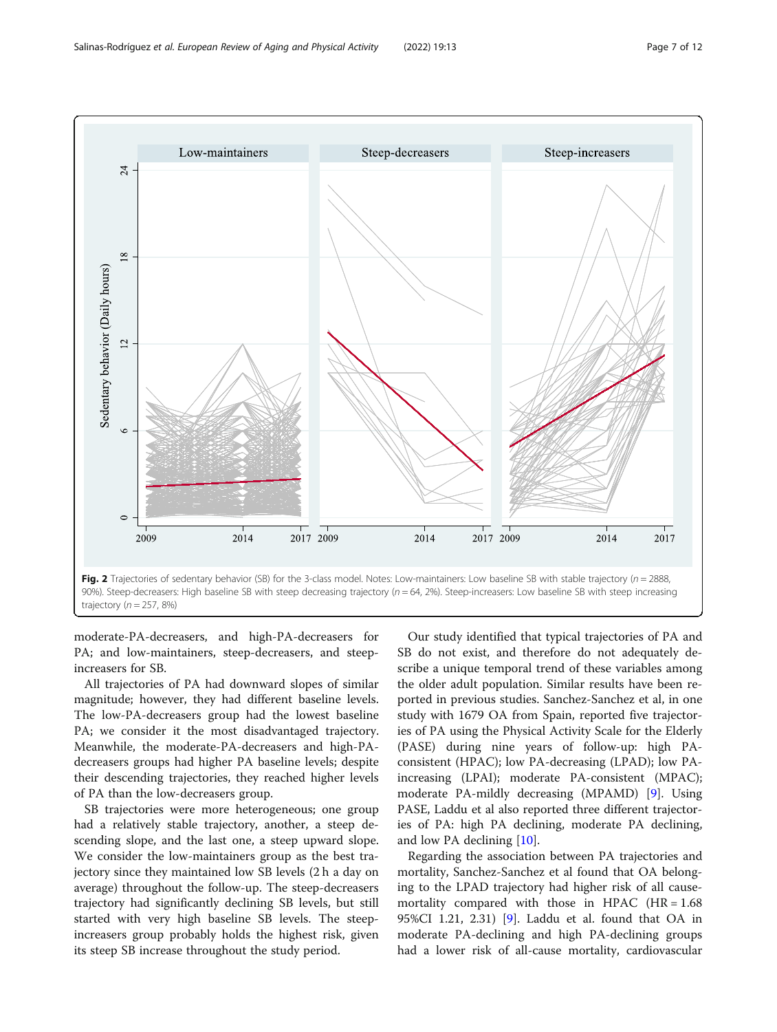Fig. 2 Trajectories of sedentary behavior (SB) for the 3-class model. Notes: Low-maintainers: Low baseline SB with stable trajectory ($n = 2888$, 90%). Steep-decreasers: High baseline SB with steep decreasing trajectory ($n = 64$, 2%). Steep-increasers: Low baseline SB with steep increasing trajectory ($n = 257$, 8%)

moderate-PA-decreasers, and high-PA-decreasers for PA; and low-maintainers, steep-decreasers, and steep-increasers for SB.

All trajectories of PA had downward slopes of similar magnitude; however, they had different baseline levels. The low-PA-decreasers group had the lowest baseline PA; we consider it the most disadvantaged trajectory. Meanwhile, the moderate-PA-decreasers and high-PA-decreasers groups had higher PA baseline levels; despite their descending trajectories, they reached higher levels of PA than the low-decreasers group.

SB trajectories were more heterogeneous; one group had a relatively stable trajectory, another, a steep descending slope, and the last one, a steep upward slope. We consider the low-maintainers group as the best trajectory since they maintained low SB levels (2 h a day on average) throughout the follow-up. The steep-decreasers trajectory had significantly declining SB levels, but still started with very high baseline SB levels. The steep-increasers group probably holds the highest risk, given its steep SB increase throughout the study period.

Our study identified that typical trajectories of PA and SB do not exist, and therefore do not adequately describe a unique temporal trend of these variables among the older adult population. Similar results have been reported in previous studies. Sanchez-Sanchez et al, in one study with 1679 OA from Spain, reported five trajectories of PA using the Physical Activity Scale for the Elderly (PASE) during nine years of follow-up: high PA-consistent (HPAC); low PA-decreasing (LPAD); low PA-increasing (LPAI); moderate PA-consistent (MPAC); moderate PA-mildly decreasing (MPAMD) [9]. Using PASE, Laddu et al also reported three different trajectories of PA: high PA declining, moderate PA declining, and low PA declining [10].

Regarding the association between PA trajectories and mortality, Sanchez-Sanchez et al found that OA belonging to the LPAD trajectory had higher risk of all cause-mortality compared with those in HPAC (HR = 1.68 95%CI 1.21, 2.31) [9]. Laddu et al. found that OA in moderate PA-declining and high PA-declining groups had a lower risk of all-cause mortality, cardiovascular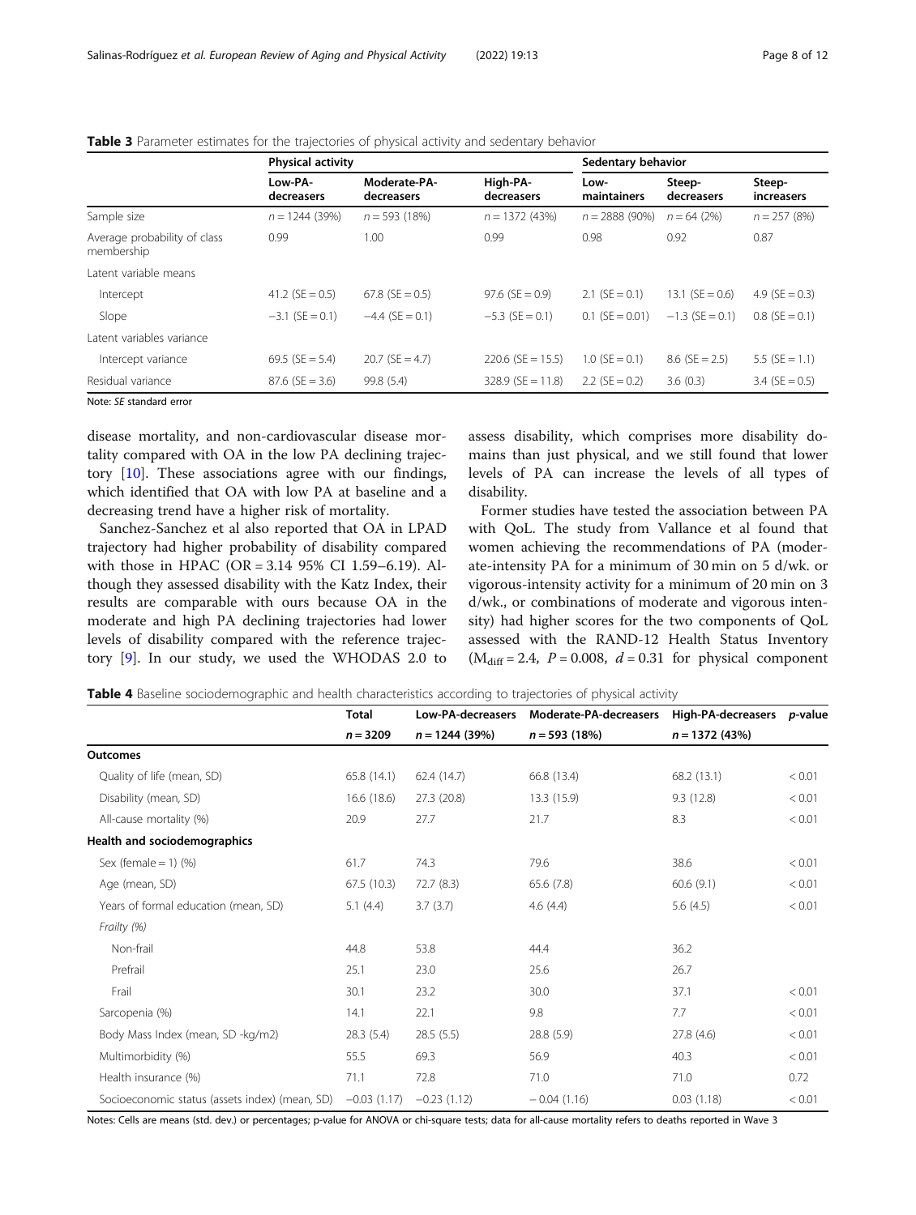**Table 3** Parameter estimates for the trajectories of physical activity and sedentary behavior

| | Physical activity | | | Sedentary behavior | | |
|---|---|---|---|---|---|---|
| | Low-PA-decreasers | Moderate-PA-decreasers | High-PA-decreasers | Low-maintainers | Steep-decreasers | Steep-increasers |
| Sample size | n = 1244 (39%) | n = 593 (18%) | n = 1372 (43%) | n = 2888 (90%) | n = 64 (2%) | n = 257 (8%) |
| Average probability of class membership | 0.99 | 1.00 | 0.99 | 0.98 | 0.92 | 0.87 |
| Latent variable means | | | | | | |
| Intercept | 41.2 (SE = 0.5) | 67.8 (SE = 0.5) | 97.6 (SE = 0.9) | 2.1 (SE = 0.1) | 13.1 (SE = 0.6) | 4.9 (SE = 0.3) |
| Slope | −3.1 (SE = 0.1) | −4.4 (SE = 0.1) | −5.3 (SE = 0.1) | 0.1 (SE = 0.01) | −1.3 (SE = 0.1) | 0.8 (SE = 0.1) |
| Latent variables variance | | | | | | |
| Intercept variance | 69.5 (SE = 5.4) | 20.7 (SE = 4.7) | 220.6 (SE = 15.5) | 1.0 (SE = 0.1) | 8.6 (SE = 2.5) | 5.5 (SE = 1.1) |
| Residual variance | 87.6 (SE = 3.6) | 99.8 (5.4) | 328.9 (SE = 11.8) | 2.2 (SE = 0.2) | 3.6 (0.3) | 3.4 (SE = 0.5) |

Note: *SE* standard error

disease mortality, and non-cardiovascular disease mortality compared with OA in the low PA declining trajectory [10]. These associations agree with our findings, which identified that OA with low PA at baseline and a decreasing trend have a higher risk of mortality.

Sanchez-Sanchez et al also reported that OA in LPAD trajectory had higher probability of disability compared with those in HPAC (OR = 3.14 95% CI 1.59–6.19). Although they assessed disability with the Katz Index, their results are comparable with ours because OA in the moderate and high PA declining trajectories had lower levels of disability compared with the reference trajectory [9]. In our study, we used the WHODAS 2.0 to assess disability, which comprises more disability domains than just physical, and we still found that lower levels of PA can increase the levels of all types of disability.

Former studies have tested the association between PA with QoL. The study from Vallance et al found that women achieving the recommendations of PA (moderate-intensity PA for a minimum of 30 min on 5 d/wk. or vigorous-intensity activity for a minimum of 20 min on 3 d/wk., or combinations of moderate and vigorous intensity) had higher scores for the two components of QoL assessed with the RAND-12 Health Status Inventory ($M_{diff} = 2.4$, $P = 0.008$, $d = 0.31$ for physical component

**Table 4** Baseline sociodemographic and health characteristics according to trajectories of physical activity

| | Total | Low-PA-decreasers | Moderate-PA-decreasers | High-PA-decreasers | p-value |
|---|---|---|---|---|---|
| | n = 3209 | n = 1244 (39%) | n = 593 (18%) | n = 1372 (43%) | |
| **Outcomes** | | | | | |
| Quality of life (mean, SD) | 65.8 (14.1) | 62.4 (14.7) | 66.8 (13.4) | 68.2 (13.1) | < 0.01 |
| Disability (mean, SD) | 16.6 (18.6) | 27.3 (20.8) | 13.3 (15.9) | 9.3 (12.8) | < 0.01 |
| All-cause mortality (%) | 20.9 | 27.7 | 21.7 | 8.3 | < 0.01 |
| **Health and sociodemographics** | | | | | |
| Sex (female = 1) (%) | 61.7 | 74.3 | 79.6 | 38.6 | < 0.01 |
| Age (mean, SD) | 67.5 (10.3) | 72.7 (8.3) | 65.6 (7.8) | 60.6 (9.1) | < 0.01 |
| Years of formal education (mean, SD) | 5.1 (4.4) | 3.7 (3.7) | 4.6 (4.4) | 5.6 (4.5) | < 0.01 |
| *Frailty (%)* | | | | | |
| Non-frail | 44.8 | 53.8 | 44.4 | 36.2 | |
| Prefrail | 25.1 | 23.0 | 25.6 | 26.7 | |
| Frail | 30.1 | 23.2 | 30.0 | 37.1 | < 0.01 |
| Sarcopenia (%) | 14.1 | 22.1 | 9.8 | 7.7 | < 0.01 |
| Body Mass Index (mean, SD -kg/m2) | 28.3 (5.4) | 28.5 (5.5) | 28.8 (5.9) | 27.8 (4.6) | < 0.01 |
| Multimorbidity (%) | 55.5 | 69.3 | 56.9 | 40.3 | < 0.01 |
| Health insurance (%) | 71.1 | 72.8 | 71.0 | 71.0 | 0.72 |
| Socioeconomic status (assets index) (mean, SD) | −0.03 (1.17) | −0.23 (1.12) | − 0.04 (1.16) | 0.03 (1.18) | < 0.01 |

Notes: Cells are means (std. dev.) or percentages; p-value for ANOVA or chi-square tests; data for all-cause mortality refers to deaths reported in Wave 3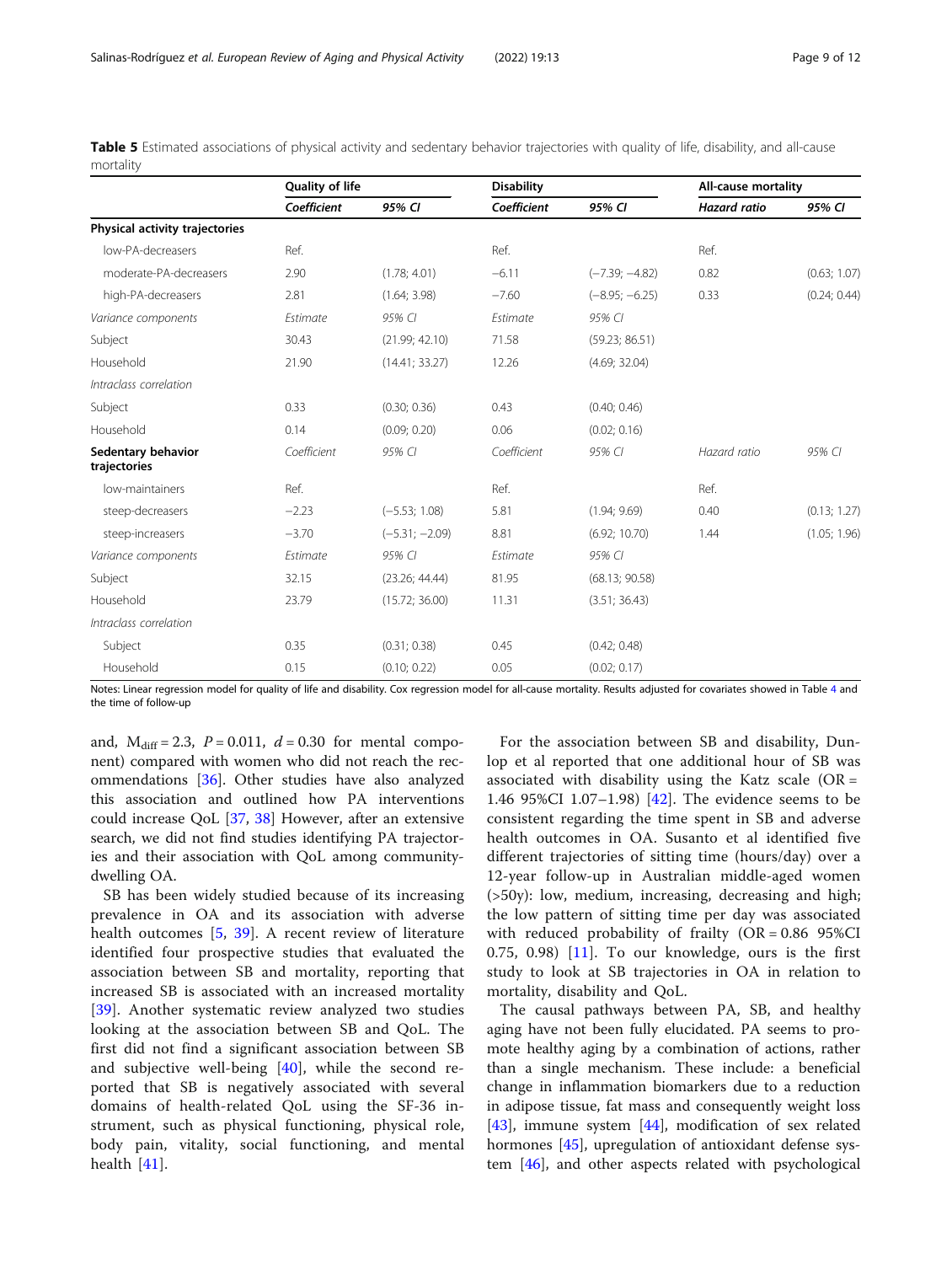**Table 5** Estimated associations of physical activity and sedentary behavior trajectories with quality of life, disability, and all-cause mortality

| | Quality of life | | Disability | | All-cause mortality | |
|---|---|---|---|---|---|---|
| | *Coefficient* | *95% CI* | *Coefficient* | *95% CI* | *Hazard ratio* | *95% CI* |
| **Physical activity trajectories** | | | | | | |
| low-PA-decreasers | Ref. | | Ref. | | Ref. | |
| moderate-PA-decreasers | 2.90 | (1.78; 4.01) | −6.11 | (−7.39; −4.82) | 0.82 | (0.63; 1.07) |
| high-PA-decreasers | 2.81 | (1.64; 3.98) | −7.60 | (−8.95; −6.25) | 0.33 | (0.24; 0.44) |
| *Variance components* | *Estimate* | *95% CI* | *Estimate* | *95% CI* | | |
| Subject | 30.43 | (21.99; 42.10) | 71.58 | (59.23; 86.51) | | |
| Household | 21.90 | (14.41; 33.27) | 12.26 | (4.69; 32.04) | | |
| *Intraclass correlation* | | | | | | |
| Subject | 0.33 | (0.30; 0.36) | 0.43 | (0.40; 0.46) | | |
| Household | 0.14 | (0.09; 0.20) | 0.06 | (0.02; 0.16) | | |
| **Sedentary behavior trajectories** | *Coefficient* | *95% CI* | *Coefficient* | *95% CI* | *Hazard ratio* | *95% CI* |
| low-maintainers | Ref. | | Ref. | | Ref. | |
| steep-decreasers | −2.23 | (−5.53; 1.08) | 5.81 | (1.94; 9.69) | 0.40 | (0.13; 1.27) |
| steep-increasers | −3.70 | (−5.31; −2.09) | 8.81 | (6.92; 10.70) | 1.44 | (1.05; 1.96) |
| *Variance components* | *Estimate* | *95% CI* | *Estimate* | *95% CI* | | |
| Subject | 32.15 | (23.26; 44.44) | 81.95 | (68.13; 90.58) | | |
| Household | 23.79 | (15.72; 36.00) | 11.31 | (3.51; 36.43) | | |
| *Intraclass correlation* | | | | | | |
| Subject | 0.35 | (0.31; 0.38) | 0.45 | (0.42; 0.48) | | |
| Household | 0.15 | (0.10; 0.22) | 0.05 | (0.02; 0.17) | | |

Notes: Linear regression model for quality of life and disability. Cox regression model for all-cause mortality. Results adjusted for covariates showed in Table 4 and the time of follow-up

and, $M_{diff} = 2.3$, $P = 0.011$, $d = 0.30$ for mental component) compared with women who did not reach the recommendations [36]. Other studies have also analyzed this association and outlined how PA interventions could increase QoL [37, 38] However, after an extensive search, we did not find studies identifying PA trajectories and their association with QoL among community-dwelling OA.

SB has been widely studied because of its increasing prevalence in OA and its association with adverse health outcomes [5, 39]. A recent review of literature identified four prospective studies that evaluated the association between SB and mortality, reporting that increased SB is associated with an increased mortality [39]. Another systematic review analyzed two studies looking at the association between SB and QoL. The first did not find a significant association between SB and subjective well-being [40], while the second reported that SB is negatively associated with several domains of health-related QoL using the SF-36 instrument, such as physical functioning, physical role, body pain, vitality, social functioning, and mental health [41].

For the association between SB and disability, Dunlop et al reported that one additional hour of SB was associated with disability using the Katz scale (OR = 1.46 95%CI 1.07–1.98) [42]. The evidence seems to be consistent regarding the time spent in SB and adverse health outcomes in OA. Susanto et al identified five different trajectories of sitting time (hours/day) over a 12-year follow-up in Australian middle-aged women (>50y): low, medium, increasing, decreasing and high; the low pattern of sitting time per day was associated with reduced probability of frailty (OR = 0.86 95%CI 0.75, 0.98) [11]. To our knowledge, ours is the first study to look at SB trajectories in OA in relation to mortality, disability and QoL.

The causal pathways between PA, SB, and healthy aging have not been fully elucidated. PA seems to promote healthy aging by a combination of actions, rather than a single mechanism. These include: a beneficial change in inflammation biomarkers due to a reduction in adipose tissue, fat mass and consequently weight loss [43], immune system [44], modification of sex related hormones [45], upregulation of antioxidant defense system [46], and other aspects related with psychological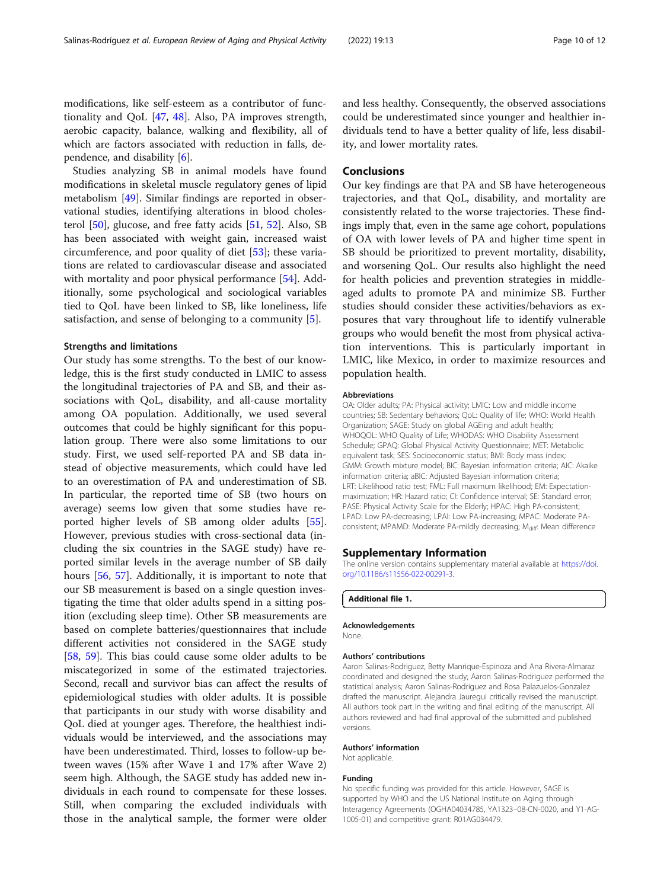modifications, like self-esteem as a contributor of functionality and QoL [47, 48]. Also, PA improves strength, aerobic capacity, balance, walking and flexibility, all of which are factors associated with reduction in falls, dependence, and disability [6].

Studies analyzing SB in animal models have found modifications in skeletal muscle regulatory genes of lipid metabolism [49]. Similar findings are reported in observational studies, identifying alterations in blood cholesterol [50], glucose, and free fatty acids [51, 52]. Also, SB has been associated with weight gain, increased waist circumference, and poor quality of diet [53]; these variations are related to cardiovascular disease and associated with mortality and poor physical performance [54]. Additionally, some psychological and sociological variables tied to QoL have been linked to SB, like loneliness, life satisfaction, and sense of belonging to a community [5].

### Strengths and limitations

Our study has some strengths. To the best of our knowledge, this is the first study conducted in LMIC to assess the longitudinal trajectories of PA and SB, and their associations with QoL, disability, and all-cause mortality among OA population. Additionally, we used several outcomes that could be highly significant for this population group. There were also some limitations to our study. First, we used self-reported PA and SB data instead of objective measurements, which could have led to an overestimation of PA and underestimation of SB. In particular, the reported time of SB (two hours on average) seems low given that some studies have reported higher levels of SB among older adults [55]. However, previous studies with cross-sectional data (including the six countries in the SAGE study) have reported similar levels in the average number of SB daily hours [56, 57]. Additionally, it is important to note that our SB measurement is based on a single question investigating the time that older adults spend in a sitting position (excluding sleep time). Other SB measurements are based on complete batteries/questionnaires that include different activities not considered in the SAGE study [58, 59]. This bias could cause some older adults to be miscategorized in some of the estimated trajectories. Second, recall and survivor bias can affect the results of epidemiological studies with older adults. It is possible that participants in our study with worse disability and QoL died at younger ages. Therefore, the healthiest individuals would be interviewed, and the associations may have been underestimated. Third, losses to follow-up between waves (15% after Wave 1 and 17% after Wave 2) seem high. Although, the SAGE study has added new individuals in each round to compensate for these losses. Still, when comparing the excluded individuals with those in the analytical sample, the former were older and less healthy. Consequently, the observed associations could be underestimated since younger and healthier individuals tend to have a better quality of life, less disability, and lower mortality rates.

## Conclusions

Our key findings are that PA and SB have heterogeneous trajectories, and that QoL, disability, and mortality are consistently related to the worse trajectories. These findings imply that, even in the same age cohort, populations of OA with lower levels of PA and higher time spent in SB should be prioritized to prevent mortality, disability, and worsening QoL. Our results also highlight the need for health policies and prevention strategies in middle-aged adults to promote PA and minimize SB. Further studies should consider these activities/behaviors as exposures that vary throughout life to identify vulnerable groups who would benefit the most from physical activation interventions. This is particularly important in LMIC, like Mexico, in order to maximize resources and population health.

#### Abbreviations

OA: Older adults; PA: Physical activity; LMIC: Low and middle income countries; SB: Sedentary behaviors; QoL: Quality of life; WHO: World Health Organization; SAGE: Study on global AGEing and adult health; WHOQOL: WHO Quality of Life; WHODAS: WHO Disability Assessment Schedule; GPAQ: Global Physical Activity Questionnaire; MET: Metabolic equivalent task; SES: Socioeconomic status; BMI: Body mass index; GMM: Growth mixture model; BIC: Bayesian information criteria; AIC: Akaike information criteria; aBIC: Adjusted Bayesian information criteria; LRT: Likelihood ratio test; FML: Full maximum likelihood; EM: Expectation-maximization; HR: Hazard ratio; CI: Confidence interval; SE: Standard error; PASE: Physical Activity Scale for the Elderly; HPAC: High PA-consistent; LPAD: Low PA-decreasing; LPAI: Low PA-increasing; MPAC: Moderate PA-consistent; MPAMD: Moderate PA-mildly decreasing; $M_{diff}$: Mean difference

## Supplementary Information

The online version contains supplementary material available at https://doi.org/10.1186/s11556-022-00291-3.

**Additional file 1.**

#### Acknowledgements

None.

#### Authors' contributions

Aaron Salinas-Rodriguez, Betty Manrique-Espinoza and Ana Rivera-Almaraz coordinated and designed the study; Aaron Salinas-Rodriguez performed the statistical analysis; Aaron Salinas-Rodriguez and Rosa Palazuelos-Gonzalez drafted the manuscript. Alejandra Jauregui critically revised the manuscript. All authors took part in the writing and final editing of the manuscript. All authors reviewed and had final approval of the submitted and published versions.

#### Authors' information

Not applicable.

#### Funding

No specific funding was provided for this article. However, SAGE is supported by WHO and the US National Institute on Aging through Interagency Agreements (OGHA04034785, YA1323–08-CN-0020, and Y1-AG-1005-01) and competitive grant: R01AG034479.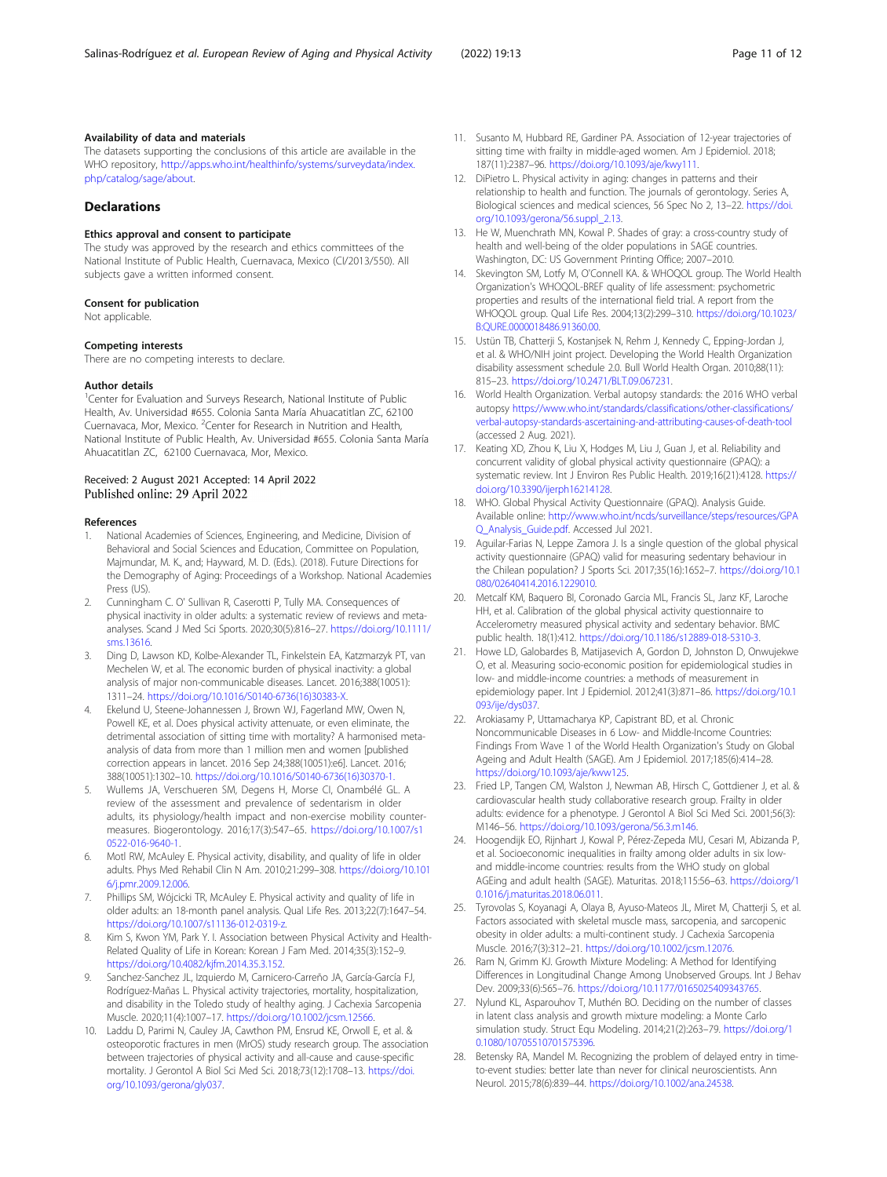### Availability of data and materials

The datasets supporting the conclusions of this article are available in the WHO repository, http://apps.who.int/healthinfo/systems/surveydata/index.php/catalog/sage/about.

## Declarations

### Ethics approval and consent to participate

The study was approved by the research and ethics committees of the National Institute of Public Health, Cuernavaca, Mexico (CI/2013/550). All subjects gave a written informed consent.

### Consent for publication

Not applicable.

### Competing interests

There are no competing interests to declare.

### Author details

[1]Center for Evaluation and Surveys Research, National Institute of Public Health, Av. Universidad #655. Colonia Santa María Ahuacatitlan ZC, 62100 Cuernavaca, Mor, Mexico. [2]Center for Research in Nutrition and Health, National Institute of Public Health, Av. Universidad #655. Colonia Santa María Ahuacatitlan ZC, 62100 Cuernavaca, Mor, Mexico.

Received: 2 August 2021 Accepted: 14 April 2022
Published online: 29 April 2022

### References

1. National Academies of Sciences, Engineering, and Medicine, Division of Behavioral and Social Sciences and Education, Committee on Population, Majmundar, M. K., and; Hayward, M. D. (Eds.). (2018). Future Directions for the Demography of Aging: Proceedings of a Workshop. National Academies Press (US).
2. Cunningham C. O' Sullivan R, Caserotti P, Tully MA. Consequences of physical inactivity in older adults: a systematic review of reviews and meta-analyses. Scand J Med Sci Sports. 2020;30(5):816–27. https://doi.org/10.1111/sms.13616.
3. Ding D, Lawson KD, Kolbe-Alexander TL, Finkelstein EA, Katzmarzyk PT, van Mechelen W, et al. The economic burden of physical inactivity: a global analysis of major non-communicable diseases. Lancet. 2016;388(10051): 1311–24. https://doi.org/10.1016/S0140-6736(16)30383-X.
4. Ekelund U, Steene-Johannessen J, Brown WJ, Fagerland MW, Owen N, Powell KE, et al. Does physical activity attenuate, or even eliminate, the detrimental association of sitting time with mortality? A harmonised meta-analysis of data from more than 1 million men and women [published correction appears in lancet. 2016 Sep 24;388(10051):e6]. Lancet. 2016; 388(10051):1302–10. https://doi.org/10.1016/S0140-6736(16)30370-1.
5. Wullems JA, Verschueren SM, Degens H, Morse CI, Onambélé GL. A review of the assessment and prevalence of sedentarism in older adults, its physiology/health impact and non-exercise mobility counter-measures. Biogerontology. 2016;17(3):547–65. https://doi.org/10.1007/s10522-016-9640-1.
6. Motl RW, McAuley E. Physical activity, disability, and quality of life in older adults. Phys Med Rehabil Clin N Am. 2010;21:299–308. https://doi.org/10.1016/j.pmr.2009.12.006.
7. Phillips SM, Wójcicki TR, McAuley E. Physical activity and quality of life in older adults: an 18-month panel analysis. Qual Life Res. 2013;22(7):1647–54. https://doi.org/10.1007/s11136-012-0319-z.
8. Kim S, Kwon YM, Park Y. I. Association between Physical Activity and Health-Related Quality of Life in Korean: Korean J Fam Med. 2014;35(3):152–9. https://doi.org/10.4082/kjfm.2014.35.3.152.
9. Sanchez-Sanchez JL, Izquierdo M, Carnicero-Carreño JA, García-García FJ, Rodríguez-Mañas L. Physical activity trajectories, mortality, hospitalization, and disability in the Toledo study of healthy aging. J Cachexia Sarcopenia Muscle. 2020;11(4):1007–17. https://doi.org/10.1002/jcsm.12566.
10. Laddu D, Parimi N, Cauley JA, Cawthon PM, Ensrud KE, Orwoll E, et al. & osteoporotic fractures in men (MrOS) study research group. The association between trajectories of physical activity and all-cause and cause-specific mortality. J Gerontol A Biol Sci Med Sci. 2018;73(12):1708–13. https://doi.org/10.1093/gerona/gly037.
11. Susanto M, Hubbard RE, Gardiner PA. Association of 12-year trajectories of sitting time with frailty in middle-aged women. Am J Epidemiol. 2018; 187(11):2387–96. https://doi.org/10.1093/aje/kwy111.
12. DiPietro L. Physical activity in aging: changes in patterns and their relationship to health and function. The journals of gerontology. Series A, Biological sciences and medical sciences, 56 Spec No 2, 13–22. https://doi.org/10.1093/gerona/56.suppl_2.13.
13. He W, Muenchrath MN, Kowal P. Shades of gray: a cross-country study of health and well-being of the older populations in SAGE countries. Washington, DC: US Government Printing Office; 2007–2010.
14. Skevington SM, Lotfy M, O'Connell KA. & WHOQOL group. The World Health Organization's WHOQOL-BREF quality of life assessment: psychometric properties and results of the international field trial. A report from the WHOQOL group. Qual Life Res. 2004;13(2):299–310. https://doi.org/10.1023/B:QURE.0000018486.91360.00.
15. Ustün TB, Chatterji S, Kostanjsek N, Rehm J, Kennedy C, Epping-Jordan J, et al. & WHO/NIH joint project. Developing the World Health Organization disability assessment schedule 2.0. Bull World Health Organ. 2010;88(11): 815–23. https://doi.org/10.2471/BLT.09.067231.
16. World Health Organization. Verbal autopsy standards: the 2016 WHO verbal autopsy https://www.who.int/standards/classifications/other-classifications/verbal-autopsy-standards-ascertaining-and-attributing-causes-of-death-tool (accessed 2 Aug. 2021).
17. Keating XD, Zhou K, Liu X, Hodges M, Liu J, Guan J, et al. Reliability and concurrent validity of global physical activity questionnaire (GPAQ): a systematic review. Int J Environ Res Public Health. 2019;16(21):4128. https://doi.org/10.3390/ijerph16214128.
18. WHO. Global Physical Activity Questionnaire (GPAQ). Analysis Guide. Available online: http://www.who.int/ncds/surveillance/steps/resources/GPAQ_Analysis_Guide.pdf. Accessed Jul 2021.
19. Aguilar-Farias N, Leppe Zamora J. Is a single question of the global physical activity questionnaire (GPAQ) valid for measuring sedentary behaviour in the Chilean population? J Sports Sci. 2017;35(16):1652–7. https://doi.org/10.1080/02640414.2016.1229010.
20. Metcalf KM, Baquero BI, Coronado Garcia ML, Francis SL, Janz KF, Laroche HH, et al. Calibration of the global physical activity questionnaire to Accelerometry measured physical activity and sedentary behavior. BMC public health. 18(1):412. https://doi.org/10.1186/s12889-018-5310-3.
21. Howe LD, Galobardes B, Matijasevich A, Gordon D, Johnston D, Onwujekwe O, et al. Measuring socio-economic position for epidemiological studies in low- and middle-income countries: a methods of measurement in epidemiology paper. Int J Epidemiol. 2012;41(3):871–86. https://doi.org/10.1093/ije/dys037.
22. Arokiasamy P, Uttamacharya KP, Capistrant BD, et al. Chronic Noncommunicable Diseases in 6 Low- and Middle-Income Countries: Findings From Wave 1 of the World Health Organization's Study on Global Ageing and Adult Health (SAGE). Am J Epidemiol. 2017;185(6):414–28. https://doi.org/10.1093/aje/kww125.
23. Fried LP, Tangen CM, Walston J, Newman AB, Hirsch C, Gottdiener J, et al. & cardiovascular health study collaborative research group. Frailty in older adults: evidence for a phenotype. J Gerontol A Biol Sci Med Sci. 2001;56(3): M146–56. https://doi.org/10.1093/gerona/56.3.m146.
24. Hoogendijk EO, Rijnhart J, Kowal P, Pérez-Zepeda MU, Cesari M, Abizanda P, et al. Socioeconomic inequalities in frailty among older adults in six low- and middle-income countries: results from the WHO study on global AGEing and adult health (SAGE). Maturitas. 2018;115:56–63. https://doi.org/10.1016/j.maturitas.2018.06.011.
25. Tyrovolas S, Koyanagi A, Olaya B, Ayuso-Mateos JL, Miret M, Chatterji S, et al. Factors associated with skeletal muscle mass, sarcopenia, and sarcopenic obesity in older adults: a multi-continent study. J Cachexia Sarcopenia Muscle. 2016;7(3):312–21. https://doi.org/10.1002/jcsm.12076.
26. Ram N, Grimm KJ. Growth Mixture Modeling: A Method for Identifying Differences in Longitudinal Change Among Unobserved Groups. Int J Behav Dev. 2009;33(6):565–76. https://doi.org/10.1177/0165025409343765.
27. Nylund KL, Asparouhov T, Muthén BO. Deciding on the number of classes in latent class analysis and growth mixture modeling: a Monte Carlo simulation study. Struct Equ Modeling. 2014;21(2):263–79. https://doi.org/10.1080/10705510701575396.
28. Betensky RA, Mandel M. Recognizing the problem of delayed entry in time-to-event studies: better late than never for clinical neuroscientists. Ann Neurol. 2015;78(6):839–44. https://doi.org/10.1002/ana.24538.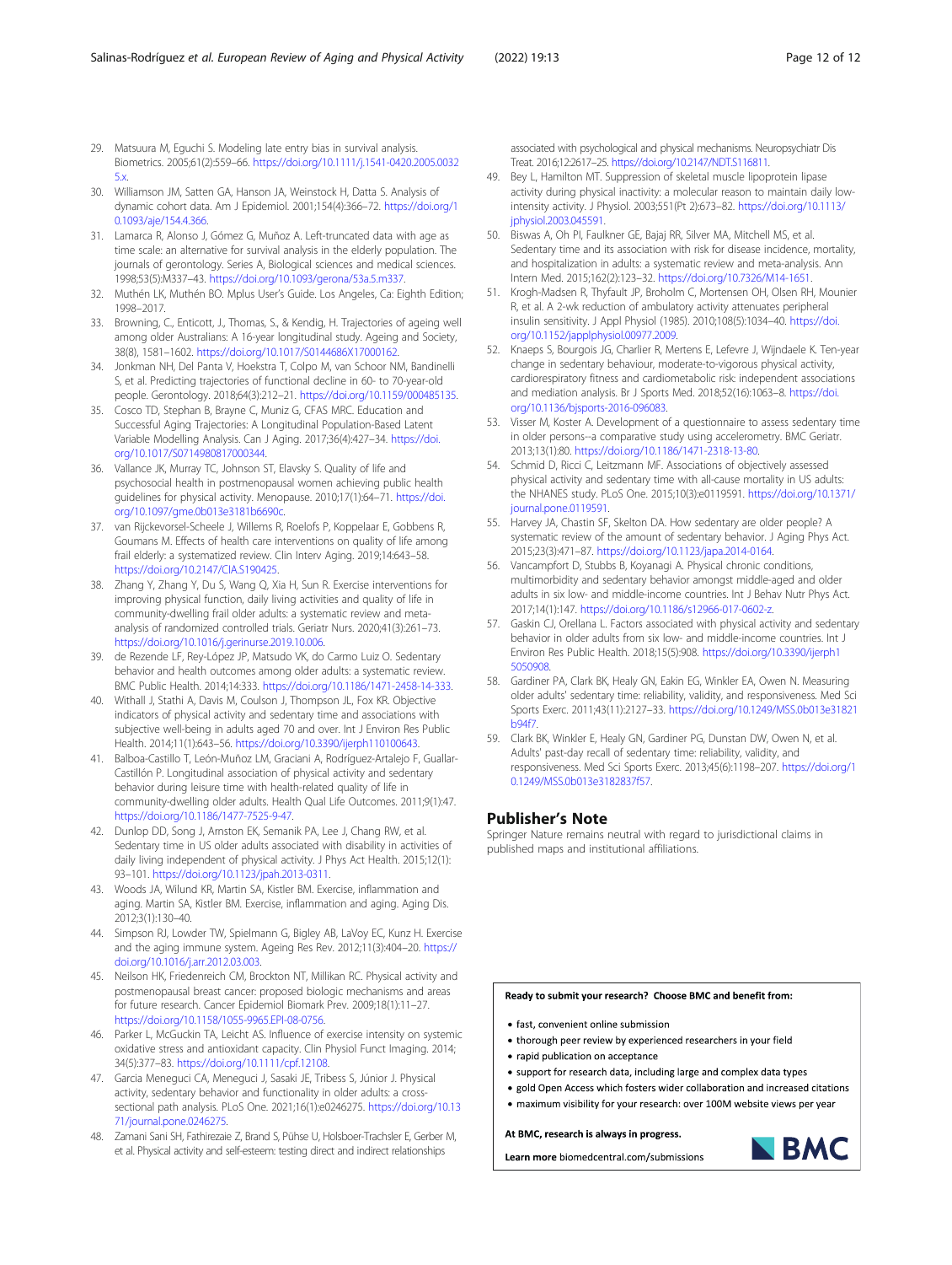29. Matsuura M, Eguchi S. Modeling late entry bias in survival analysis. Biometrics. 2005;61(2):559–66. https://doi.org/10.1111/j.1541-0420.2005.00325.x.
30. Williamson JM, Satten GA, Hanson JA, Weinstock H, Datta S. Analysis of dynamic cohort data. Am J Epidemiol. 2001;154(4):366–72. https://doi.org/10.1093/aje/154.4.366.
31. Lamarca R, Alonso J, Gómez G, Muñoz A. Left-truncated data with age as time scale: an alternative for survival analysis in the elderly population. The journals of gerontology. Series A, Biological sciences and medical sciences. 1998;53(5):M337–43. https://doi.org/10.1093/gerona/53a.5.m337.
32. Muthén LK, Muthén BO. Mplus User's Guide. Los Angeles, Ca: Eighth Edition; 1998–2017.
33. Browning, C., Enticott, J., Thomas, S., & Kendig, H. Trajectories of ageing well among older Australians: A 16-year longitudinal study. Ageing and Society, 38(8), 1581–1602. https://doi.org/10.1017/S0144686X17000162.
34. Jonkman NH, Del Panta V, Hoekstra T, Colpo M, van Schoor NM, Bandinelli S, et al. Predicting trajectories of functional decline in 60- to 70-year-old people. Gerontology. 2018;64(3):212–21. https://doi.org/10.1159/000485135.
35. Cosco TD, Stephan B, Brayne C, Muniz G, CFAS MRC. Education and Successful Aging Trajectories: A Longitudinal Population-Based Latent Variable Modelling Analysis. Can J Aging. 2017;36(4):427–34. https://doi.org/10.1017/S0714980817000344.
36. Vallance JK, Murray TC, Johnson ST, Elavsky S. Quality of life and psychosocial health in postmenopausal women achieving public health guidelines for physical activity. Menopause. 2010;17(1):64–71. https://doi.org/10.1097/gme.0b013e3181b6690c.
37. van Rijckevorsel-Scheele J, Willems R, Roelofs P, Koppelaar E, Gobbens R, Goumans M. Effects of health care interventions on quality of life among frail elderly: a systematized review. Clin Interv Aging. 2019;14:643–58. https://doi.org/10.2147/CIA.S190425.
38. Zhang Y, Zhang Y, Du S, Wang Q, Xia H, Sun R. Exercise interventions for improving physical function, daily living activities and quality of life in community-dwelling frail older adults: a systematic review and meta-analysis of randomized controlled trials. Geriatr Nurs. 2020;41(3):261–73. https://doi.org/10.1016/j.gerinurse.2019.10.006.
39. de Rezende LF, Rey-López JP, Matsudo VK, do Carmo Luiz O. Sedentary behavior and health outcomes among older adults: a systematic review. BMC Public Health. 2014;14:333. https://doi.org/10.1186/1471-2458-14-333.
40. Withall J, Stathi A, Davis M, Coulson J, Thompson JL, Fox KR. Objective indicators of physical activity and sedentary time and associations with subjective well-being in adults aged 70 and over. Int J Environ Res Public Health. 2014;11(1):643–56. https://doi.org/10.3390/ijerph110100643.
41. Balboa-Castillo T, León-Muñoz LM, Graciani A, Rodríguez-Artalejo F, Guallar-Castillón P. Longitudinal association of physical activity and sedentary behavior during leisure time with health-related quality of life in community-dwelling older adults. Health Qual Life Outcomes. 2011;9(1):47. https://doi.org/10.1186/1477-7525-9-47.
42. Dunlop DD, Song J, Arnston EK, Semanik PA, Lee J, Chang RW, et al. Sedentary time in US older adults associated with disability in activities of daily living independent of physical activity. J Phys Act Health. 2015;12(1):93–101. https://doi.org/10.1123/jpah.2013-0311.
43. Woods JA, Wilund KR, Martin SA, Kistler BM. Exercise, inflammation and aging. Martin SA, Kistler BM. Exercise, inflammation and aging. Aging Dis. 2012;3(1):130–40.
44. Simpson RJ, Lowder TW, Spielmann G, Bigley AB, LaVoy EC, Kunz H. Exercise and the aging immune system. Ageing Res Rev. 2012;11(3):404–20. https://doi.org/10.1016/j.arr.2012.03.003.
45. Neilson HK, Friedenreich CM, Brockton NT, Millikan RC. Physical activity and postmenopausal breast cancer: proposed biologic mechanisms and areas for future research. Cancer Epidemiol Biomark Prev. 2009;18(1):11–27. https://doi.org/10.1158/1055-9965.EPI-08-0756.
46. Parker L, McGuckin TA, Leicht AS. Influence of exercise intensity on systemic oxidative stress and antioxidant capacity. Clin Physiol Funct Imaging. 2014;34(5):377–83. https://doi.org/10.1111/cpf.12108.
47. Garcia Meneguci CA, Meneguci J, Sasaki JE, Tribess S, Júnior J. Physical activity, sedentary behavior and functionality in older adults: a cross-sectional path analysis. PLoS One. 2021;16(1):e0246275. https://doi.org/10.1371/journal.pone.0246275.
48. Zamani Sani SH, Fathirezaie Z, Brand S, Pühse U, Holsboer-Trachsler E, Gerber M, et al. Physical activity and self-esteem: testing direct and indirect relationships associated with psychological and physical mechanisms. Neuropsychiatr Dis Treat. 2016;12:2617–25. https://doi.org/10.2147/NDT.S116811.
49. Bey L, Hamilton MT. Suppression of skeletal muscle lipoprotein lipase activity during physical inactivity: a molecular reason to maintain daily low-intensity activity. J Physiol. 2003;551(Pt 2):673–82. https://doi.org/10.1113/jphysiol.2003.045591.
50. Biswas A, Oh PI, Faulkner GE, Bajaj RR, Silver MA, Mitchell MS, et al. Sedentary time and its association with risk for disease incidence, mortality, and hospitalization in adults: a systematic review and meta-analysis. Ann Intern Med. 2015;162(2):123–32. https://doi.org/10.7326/M14-1651.
51. Krogh-Madsen R, Thyfault JP, Broholm C, Mortensen OH, Olsen RH, Mounier R, et al. A 2-wk reduction of ambulatory activity attenuates peripheral insulin sensitivity. J Appl Physiol (1985). 2010;108(5):1034–40. https://doi.org/10.1152/japplphysiol.00977.2009.
52. Knaeps S, Bourgois JG, Charlier R, Mertens E, Lefevre J, Wijndaele K. Ten-year change in sedentary behaviour, moderate-to-vigorous physical activity, cardiorespiratory fitness and cardiometabolic risk: independent associations and mediation analysis. Br J Sports Med. 2018;52(16):1063–8. https://doi.org/10.1136/bjsports-2016-096083.
53. Visser M, Koster A. Development of a questionnaire to assess sedentary time in older persons--a comparative study using accelerometry. BMC Geriatr. 2013;13(1):80. https://doi.org/10.1186/1471-2318-13-80.
54. Schmid D, Ricci C, Leitzmann MF. Associations of objectively assessed physical activity and sedentary time with all-cause mortality in US adults: the NHANES study. PLoS One. 2015;10(3):e0119591. https://doi.org/10.1371/journal.pone.0119591.
55. Harvey JA, Chastin SF, Skelton DA. How sedentary are older people? A systematic review of the amount of sedentary behavior. J Aging Phys Act. 2015;23(3):471–87. https://doi.org/10.1123/japa.2014-0164.
56. Vancampfort D, Stubbs B, Koyanagi A. Physical chronic conditions, multimorbidity and sedentary behavior amongst middle-aged and older adults in six low- and middle-income countries. Int J Behav Nutr Phys Act. 2017;14(1):147. https://doi.org/10.1186/s12966-017-0602-z.
57. Gaskin CJ, Orellana L. Factors associated with physical activity and sedentary behavior in older adults from six low- and middle-income countries. Int J Environ Res Public Health. 2018;15(5):908. https://doi.org/10.3390/ijerph15050908.
58. Gardiner PA, Clark BK, Healy GN, Eakin EG, Winkler EA, Owen N. Measuring older adults' sedentary time: reliability, validity, and responsiveness. Med Sci Sports Exerc. 2011;43(11):2127–33. https://doi.org/10.1249/MSS.0b013e31821b94f7.
59. Clark BK, Winkler E, Healy GN, Gardiner PG, Dunstan DW, Owen N, et al. Adults' past-day recall of sedentary time: reliability, validity, and responsiveness. Med Sci Sports Exerc. 2013;45(6):1198–207. https://doi.org/10.1249/MSS.0b013e3182837f57.

## Publisher's Note

Springer Nature remains neutral with regard to jurisdictional claims in published maps and institutional affiliations.

**Ready to submit your research? Choose BMC and benefit from:**

- fast, convenient online submission
- thorough peer review by experienced researchers in your field
- rapid publication on acceptance
- support for research data, including large and complex data types
- gold Open Access which fosters wider collaboration and increased citations
- maximum visibility for your research: over 100M website views per year

**At BMC, research is always in progress.**

**Learn more** biomedcentral.com/submissions

BMC